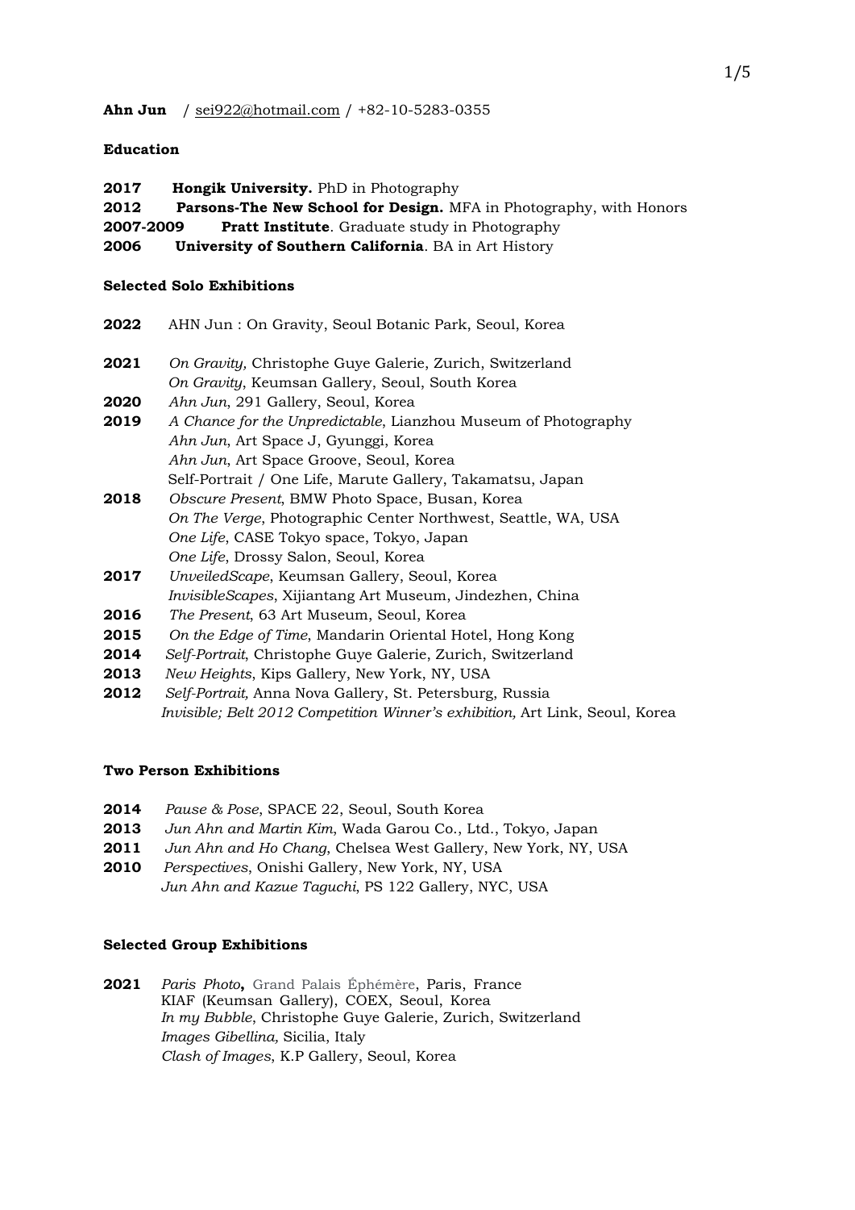**Ahn Jun** / sei922@hotmail.com / +82-10-5283-0355

## Education

**2017** **Hongik University.** PhD in Photography
**2012** **Parsons-The New School for Design.** MFA in Photography, with Honors
**2007-2009** **Pratt Institute**. Graduate study in Photography
**2006** **University of Southern California**. BA in Art History

## Selected Solo Exhibitions

**2022** AHN Jun : On Gravity, Seoul Botanic Park, Seoul, Korea

**2021** *On Gravity,* Christophe Guye Galerie, Zurich, Switzerland
*On Gravity*, Keumsan Gallery, Seoul, South Korea
**2020** *Ahn Jun*, 291 Gallery, Seoul, Korea
**2019** *A Chance for the Unpredictable*, Lianzhou Museum of Photography
*Ahn Jun*, Art Space J, Gyunggi, Korea
*Ahn Jun*, Art Space Groove, Seoul, Korea
Self-Portrait / One Life, Marute Gallery, Takamatsu, Japan
**2018** *Obscure Present*, BMW Photo Space, Busan, Korea
*On The Verge*, Photographic Center Northwest, Seattle, WA, USA
*One Life*, CASE Tokyo space, Tokyo, Japan
*One Life*, Drossy Salon, Seoul, Korea
**2017** *UnveiledScape*, Keumsan Gallery, Seoul, Korea
*InvisibleScapes*, Xijiantang Art Museum, Jindezhen, China
**2016** *The Present*, 63 Art Museum, Seoul, Korea
**2015** *On the Edge of Time*, Mandarin Oriental Hotel, Hong Kong
**2014** *Self-Portrait*, Christophe Guye Galerie, Zurich, Switzerland
**2013** *New Heights*, Kips Gallery, New York, NY, USA
**2012** *Self-Portrait,* Anna Nova Gallery, St. Petersburg, Russia
*Invisible; Belt 2012 Competition Winner's exhibition,* Art Link, Seoul, Korea

## Two Person Exhibitions

**2014** *Pause & Pose*, SPACE 22, Seoul, South Korea
**2013** *Jun Ahn and Martin Kim*, Wada Garou Co., Ltd., Tokyo, Japan
**2011** *Jun Ahn and Ho Chang*, Chelsea West Gallery, New York, NY, USA
**2010** *Perspectives*, Onishi Gallery, New York, NY, USA
*Jun Ahn and Kazue Taguchi*, PS 122 Gallery, NYC, USA

## Selected Group Exhibitions

**2021** *Paris Photo***,** Grand Palais Éphémère, Paris, France
KIAF (Keumsan Gallery), COEX, Seoul, Korea
*In my Bubble*, Christophe Guye Galerie, Zurich, Switzerland
*Images Gibellina,* Sicilia, Italy
*Clash of Images*, K.P Gallery, Seoul, Korea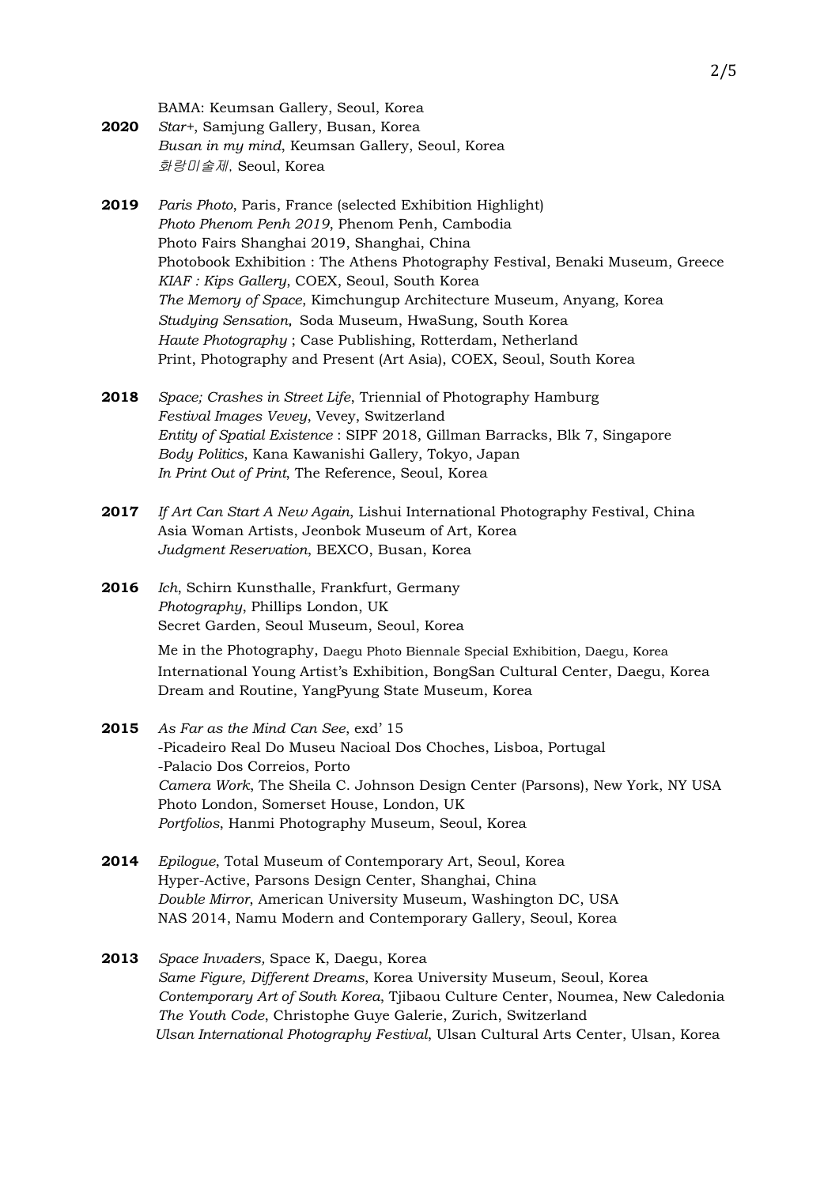BAMA: Keumsan Gallery, Seoul, Korea

**2020** *Star+*, Samjung Gallery, Busan, Korea
*Busan in my mind*, Keumsan Gallery, Seoul, Korea
*화랑미술제*, Seoul, Korea

**2019** *Paris Photo*, Paris, France (selected Exhibition Highlight)
*Photo Phenom Penh 2019*, Phenom Penh, Cambodia
Photo Fairs Shanghai 2019, Shanghai, China
Photobook Exhibition : The Athens Photography Festival, Benaki Museum, Greece
*KIAF : Kips Gallery*, COEX, Seoul, South Korea
*The Memory of Space*, Kimchungup Architecture Museum, Anyang, Korea
*Studying Sensation*, Soda Museum, HwaSung, South Korea
*Haute Photography* ; Case Publishing, Rotterdam, Netherland
Print, Photography and Present (Art Asia), COEX, Seoul, South Korea

**2018** *Space; Crashes in Street Life*, Triennial of Photography Hamburg
*Festival Images Vevey*, Vevey, Switzerland
*Entity of Spatial Existence* : SIPF 2018, Gillman Barracks, Blk 7, Singapore
*Body Politics*, Kana Kawanishi Gallery, Tokyo, Japan
*In Print Out of Print*, The Reference, Seoul, Korea

**2017** *If Art Can Start A New Again*, Lishui International Photography Festival, China
Asia Woman Artists, Jeonbok Museum of Art, Korea
*Judgment Reservation*, BEXCO, Busan, Korea

**2016** *Ich*, Schirn Kunsthalle, Frankfurt, Germany
*Photography*, Phillips London, UK
Secret Garden, Seoul Museum, Seoul, Korea
Me in the Photography, Daegu Photo Biennale Special Exhibition, Daegu, Korea
International Young Artist's Exhibition, BongSan Cultural Center, Daegu, Korea
Dream and Routine, YangPyung State Museum, Korea

**2015** *As Far as the Mind Can See*, exd' 15
-Picadeiro Real Do Museu Nacioal Dos Choches, Lisboa, Portugal
-Palacio Dos Correios, Porto
*Camera Work*, The Sheila C. Johnson Design Center (Parsons), New York, NY USA
Photo London, Somerset House, London, UK
*Portfolios*, Hanmi Photography Museum, Seoul, Korea

**2014** *Epilogue*, Total Museum of Contemporary Art, Seoul, Korea
Hyper-Active, Parsons Design Center, Shanghai, China
*Double Mirror*, American University Museum, Washington DC, USA
NAS 2014, Namu Modern and Contemporary Gallery, Seoul, Korea

**2013** *Space Invaders,* Space K, Daegu, Korea
*Same Figure, Different Dreams*, Korea University Museum, Seoul, Korea
*Contemporary Art of South Korea*, Tjibaou Culture Center, Noumea, New Caledonia
*The Youth Code*, Christophe Guye Galerie, Zurich, Switzerland
*Ulsan International Photography Festival*, Ulsan Cultural Arts Center, Ulsan, Korea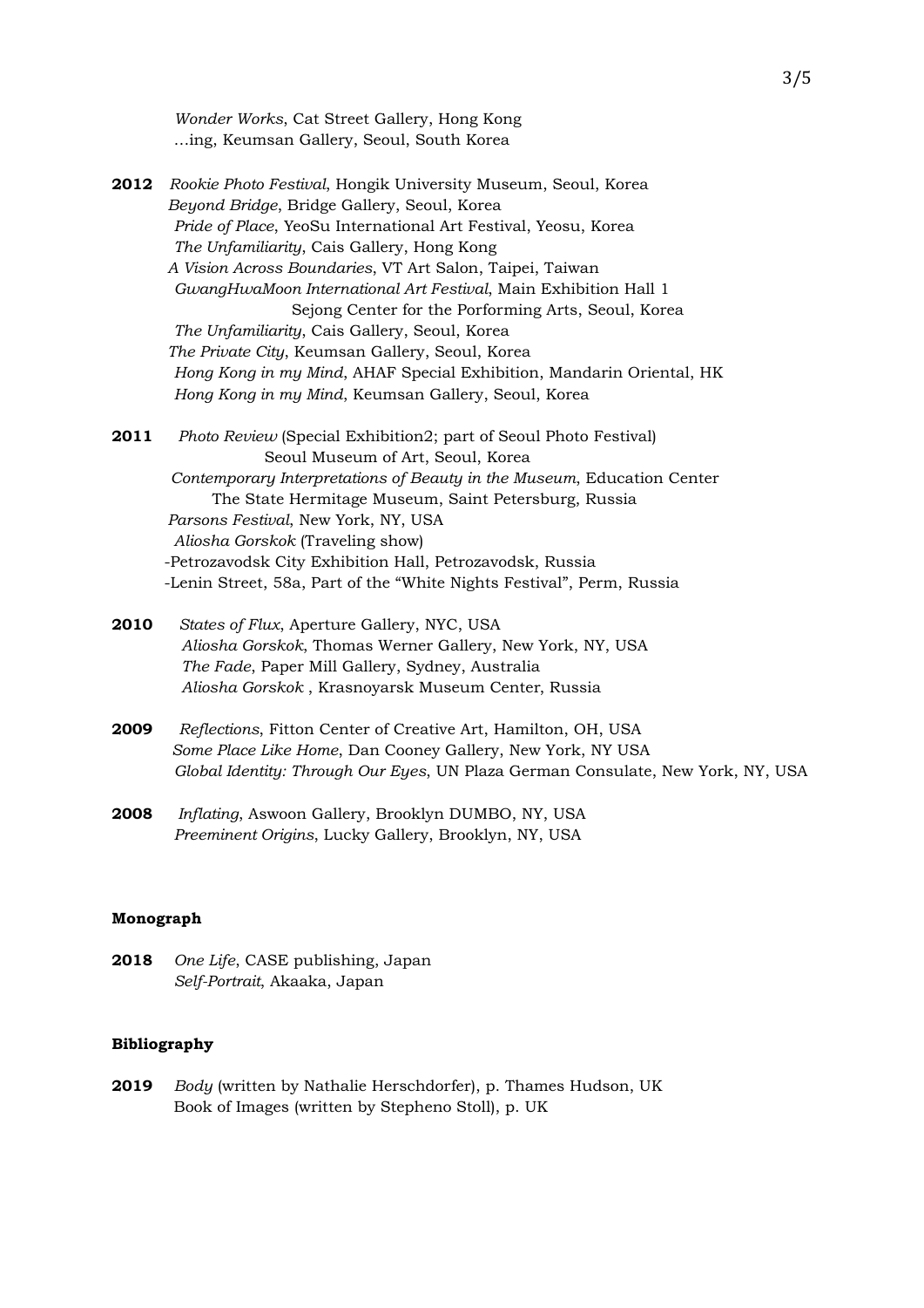*Wonder Works*, Cat Street Gallery, Hong Kong
…ing, Keumsan Gallery, Seoul, South Korea

**2012** *Rookie Photo Festival*, Hongik University Museum, Seoul, Korea
*Beyond Bridge*, Bridge Gallery, Seoul, Korea
*Pride of Place*, YeoSu International Art Festival, Yeosu, Korea
*The Unfamiliarity*, Cais Gallery, Hong Kong
*A Vision Across Boundaries*, VT Art Salon, Taipei, Taiwan
*GwangHwaMoon International Art Festival*, Main Exhibition Hall 1
Sejong Center for the Porforming Arts, Seoul, Korea
*The Unfamiliarity*, Cais Gallery, Seoul, Korea
*The Private City*, Keumsan Gallery, Seoul, Korea
*Hong Kong in my Mind*, AHAF Special Exhibition, Mandarin Oriental, HK
*Hong Kong in my Mind*, Keumsan Gallery, Seoul, Korea

**2011** *Photo Review* (Special Exhibition2; part of Seoul Photo Festival)
Seoul Museum of Art, Seoul, Korea
*Contemporary Interpretations of Beauty in the Museum*, Education Center
The State Hermitage Museum, Saint Petersburg, Russia
*Parsons Festival*, New York, NY, USA
*Aliosha Gorskok* (Traveling show)
-Petrozavodsk City Exhibition Hall, Petrozavodsk, Russia
-Lenin Street, 58a, Part of the "White Nights Festival", Perm, Russia

**2010** *States of Flux*, Aperture Gallery, NYC, USA
*Aliosha Gorskok*, Thomas Werner Gallery, New York, NY, USA
*The Fade*, Paper Mill Gallery, Sydney, Australia
*Aliosha Gorskok* , Krasnoyarsk Museum Center, Russia

**2009** *Reflections*, Fitton Center of Creative Art, Hamilton, OH, USA
*Some Place Like Home*, Dan Cooney Gallery, New York, NY USA
*Global Identity: Through Our Eyes*, UN Plaza German Consulate, New York, NY, USA

**2008** *Inflating*, Aswoon Gallery, Brooklyn DUMBO, NY, USA
*Preeminent Origins*, Lucky Gallery, Brooklyn, NY, USA

**Monograph**

**2018** *One Life*, CASE publishing, Japan
*Self-Portrait*, Akaaka, Japan

**Bibliography**

**2019** *Body* (written by Nathalie Herschdorfer), p. Thames Hudson, UK
Book of Images (written by Stepheno Stoll), p. UK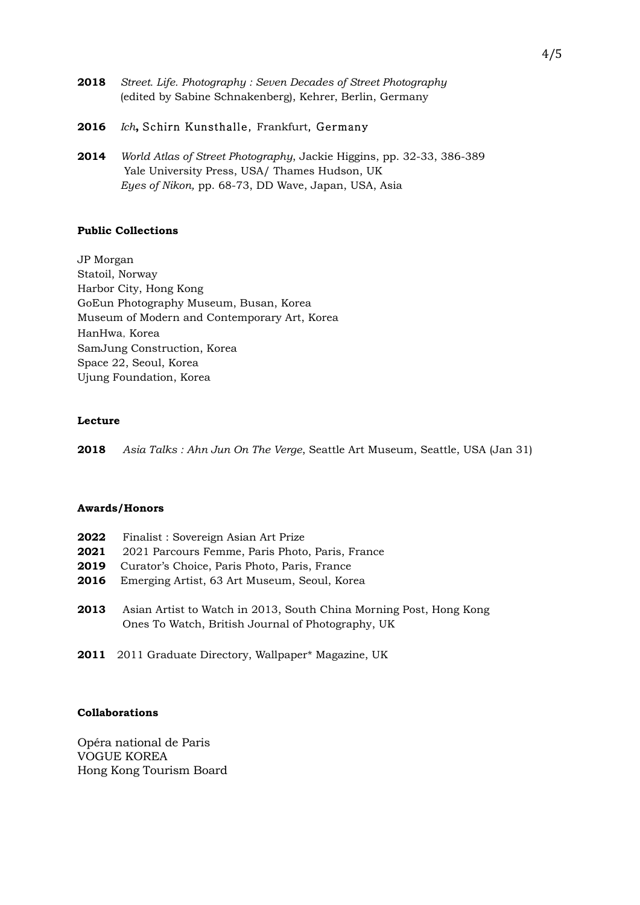**2018** *Street. Life. Photography : Seven Decades of Street Photography* (edited by Sabine Schnakenberg), Kehrer, Berlin, Germany

**2016** *Ich*, Schirn Kunsthalle, Frankfurt, Germany

**2014** *World Atlas of Street Photography*, Jackie Higgins, pp. 32-33, 386-389 Yale University Press, USA/ Thames Hudson, UK
*Eyes of Nikon,* pp. 68-73, DD Wave, Japan, USA, Asia

**Public Collections**

JP Morgan
Statoil, Norway
Harbor City, Hong Kong
GoEun Photography Museum, Busan, Korea
Museum of Modern and Contemporary Art, Korea
HanHwa, Korea
SamJung Construction, Korea
Space 22, Seoul, Korea
Ujung Foundation, Korea

**Lecture**

**2018** *Asia Talks : Ahn Jun On The Verge,* Seattle Art Museum, Seattle, USA (Jan 31)

**Awards/Honors**

**2022** Finalist : Sovereign Asian Art Prize
**2021** 2021 Parcours Femme, Paris Photo, Paris, France
**2019** Curator's Choice, Paris Photo, Paris, France
**2016** Emerging Artist, 63 Art Museum, Seoul, Korea

**2013** Asian Artist to Watch in 2013, South China Morning Post, Hong Kong
Ones To Watch, British Journal of Photography, UK

**2011** 2011 Graduate Directory, Wallpaper* Magazine, UK

**Collaborations**

Opéra national de Paris
VOGUE KOREA
Hong Kong Tourism Board